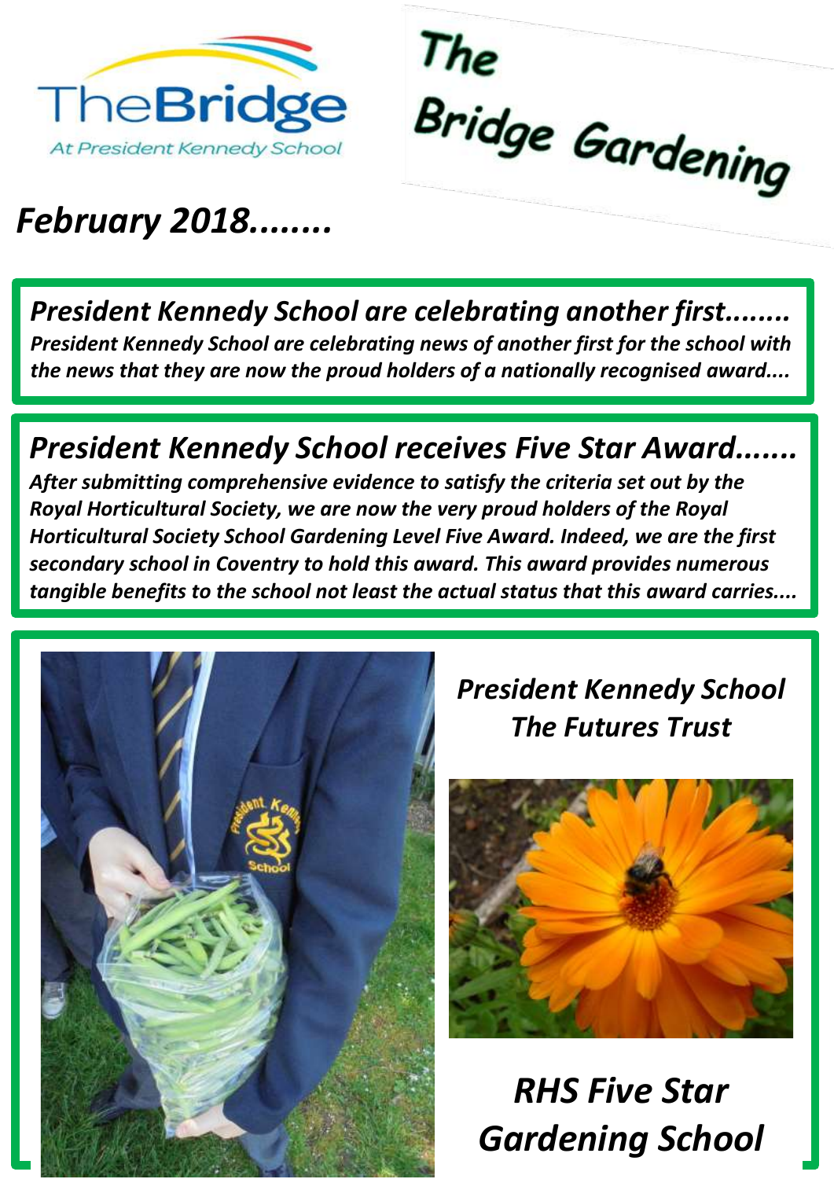TheBridge

At President Kennedy School

# The Bridge Gardening

*February 2018........*

## *President Kennedy School are celebrating another first........*

***President Kennedy School are celebrating news of another first for the school with the news that they are now the proud holders of a nationally recognised award....***

## *President Kennedy School receives Five Star Award.......*

***After submitting comprehensive evidence to satisfy the criteria set out by the Royal Horticultural Society, we are now the very proud holders of the Royal Horticultural Society School Gardening Level Five Award. Indeed, we are the first secondary school in Coventry to hold this award. This award provides numerous tangible benefits to the school not least the actual status that this award carries....***

***President Kennedy School***
***The Futures Trust***

## *RHS Five Star Gardening School*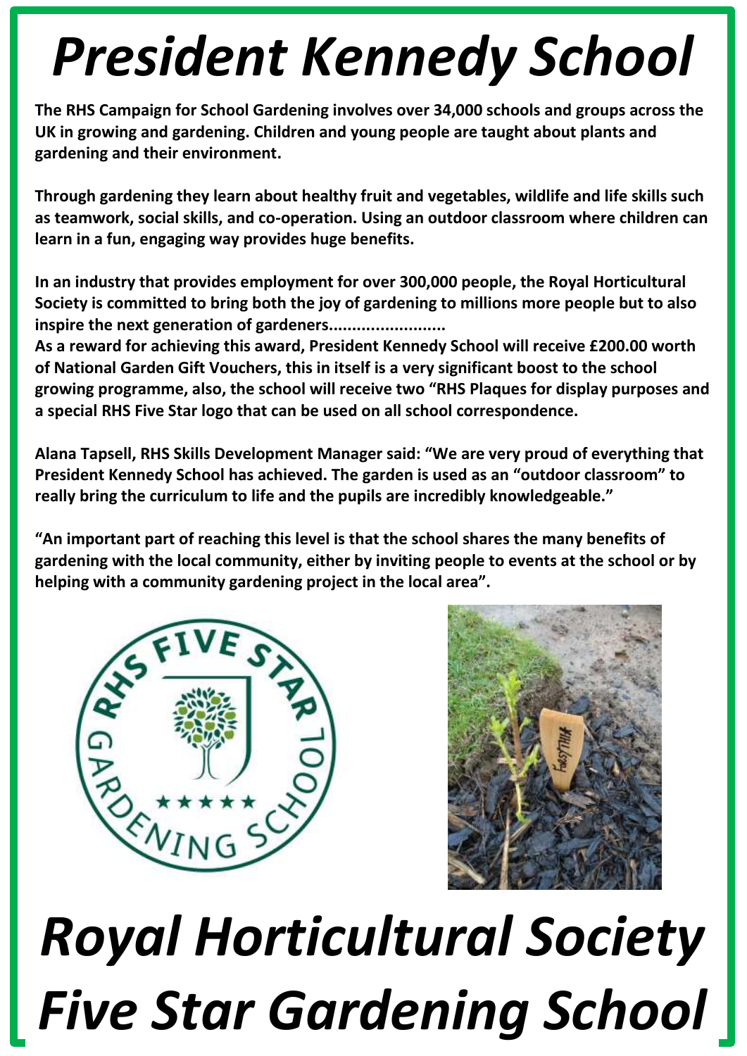# *President Kennedy School*

**The RHS Campaign for School Gardening involves over 34,000 schools and groups across the UK in growing and gardening. Children and young people are taught about plants and gardening and their environment.**

**Through gardening they learn about healthy fruit and vegetables, wildlife and life skills such as teamwork, social skills, and co-operation. Using an outdoor classroom where children can learn in a fun, engaging way provides huge benefits.**

**In an industry that provides employment for over 300,000 people, the Royal Horticultural Society is committed to bring both the joy of gardening to millions more people but to also inspire the next generation of gardeners........................**
**As a reward for achieving this award, President Kennedy School will receive £200.00 worth of National Garden Gift Vouchers, this in itself is a very significant boost to the school growing programme, also, the school will receive two "RHS Plaques for display purposes and a special RHS Five Star logo that can be used on all school correspondence.**

**Alana Tapsell, RHS Skills Development Manager said: "We are very proud of everything that President Kennedy School has achieved. The garden is used as an "outdoor classroom" to really bring the curriculum to life and the pupils are incredibly knowledgeable."**

**"An important part of reaching this level is that the school shares the many benefits of gardening with the local community, either by inviting people to events at the school or by helping with a community gardening project in the local area".**

# *Royal Horticultural Society Five Star Gardening School*